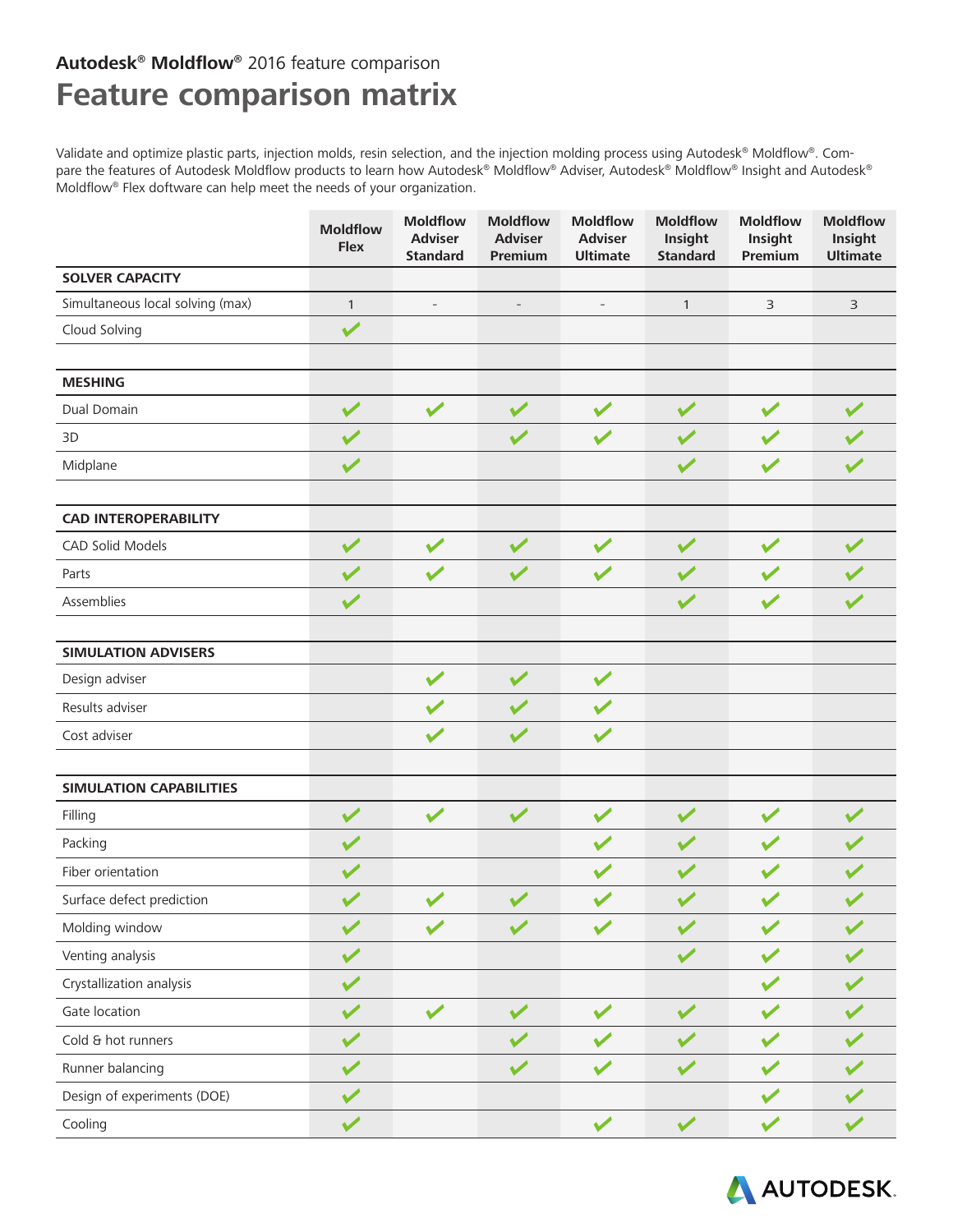**Autodesk® Moldflow®** 2016 feature comparison

# Feature comparison matrix

Validate and optimize plastic parts, injection molds, resin selection, and the injection molding process using Autodesk® Moldflow®. Compare the features of Autodesk Moldflow products to learn how Autodesk® Moldflow® Adviser, Autodesk® Moldflow® Insight and Autodesk® Moldflow® Flex doftware can help meet the needs of your organization.

| | Moldflow Flex | Moldflow Adviser Standard | Moldflow Adviser Premium | Moldflow Adviser Ultimate | Moldflow Insight Standard | Moldflow Insight Premium | Moldflow Insight Ultimate |
|---|---|---|---|---|---|---|---|
| **SOLVER CAPACITY** | | | | | | | |
| Simultaneous local solving (max) | 1 | - | - | - | 1 | 3 | 3 |
| Cloud Solving | ✔ | | | | | | |
| | | | | | | | |
| **MESHING** | | | | | | | |
| Dual Domain | ✔ | ✔ | ✔ | ✔ | ✔ | ✔ | ✔ |
| 3D | ✔ | | ✔ | ✔ | ✔ | ✔ | ✔ |
| Midplane | ✔ | | | | ✔ | ✔ | ✔ |
| | | | | | | | |
| **CAD INTEROPERABILITY** | | | | | | | |
| CAD Solid Models | ✔ | ✔ | ✔ | ✔ | ✔ | ✔ | ✔ |
| Parts | ✔ | ✔ | ✔ | ✔ | ✔ | ✔ | ✔ |
| Assemblies | ✔ | | | | ✔ | ✔ | ✔ |
| | | | | | | | |
| **SIMULATION ADVISERS** | | | | | | | |
| Design adviser | | ✔ | ✔ | ✔ | | | |
| Results adviser | | ✔ | ✔ | ✔ | | | |
| Cost adviser | | ✔ | ✔ | ✔ | | | |
| | | | | | | | |
| **SIMULATION CAPABILITIES** | | | | | | | |
| Filling | ✔ | ✔ | ✔ | ✔ | ✔ | ✔ | ✔ |
| Packing | ✔ | | | ✔ | ✔ | ✔ | ✔ |
| Fiber orientation | ✔ | | | ✔ | ✔ | ✔ | ✔ |
| Surface defect prediction | ✔ | ✔ | ✔ | ✔ | ✔ | ✔ | ✔ |
| Molding window | ✔ | ✔ | ✔ | ✔ | ✔ | ✔ | ✔ |
| Venting analysis | ✔ | | | | ✔ | ✔ | ✔ |
| Crystallization analysis | ✔ | | | | | ✔ | ✔ |
| Gate location | ✔ | ✔ | ✔ | ✔ | ✔ | ✔ | ✔ |
| Cold & hot runners | ✔ | | ✔ | ✔ | ✔ | ✔ | ✔ |
| Runner balancing | ✔ | | ✔ | ✔ | ✔ | ✔ | ✔ |
| Design of experiments (DOE) | ✔ | | | | | ✔ | ✔ |
| Cooling | ✔ | | | ✔ | ✔ | ✔ | ✔ |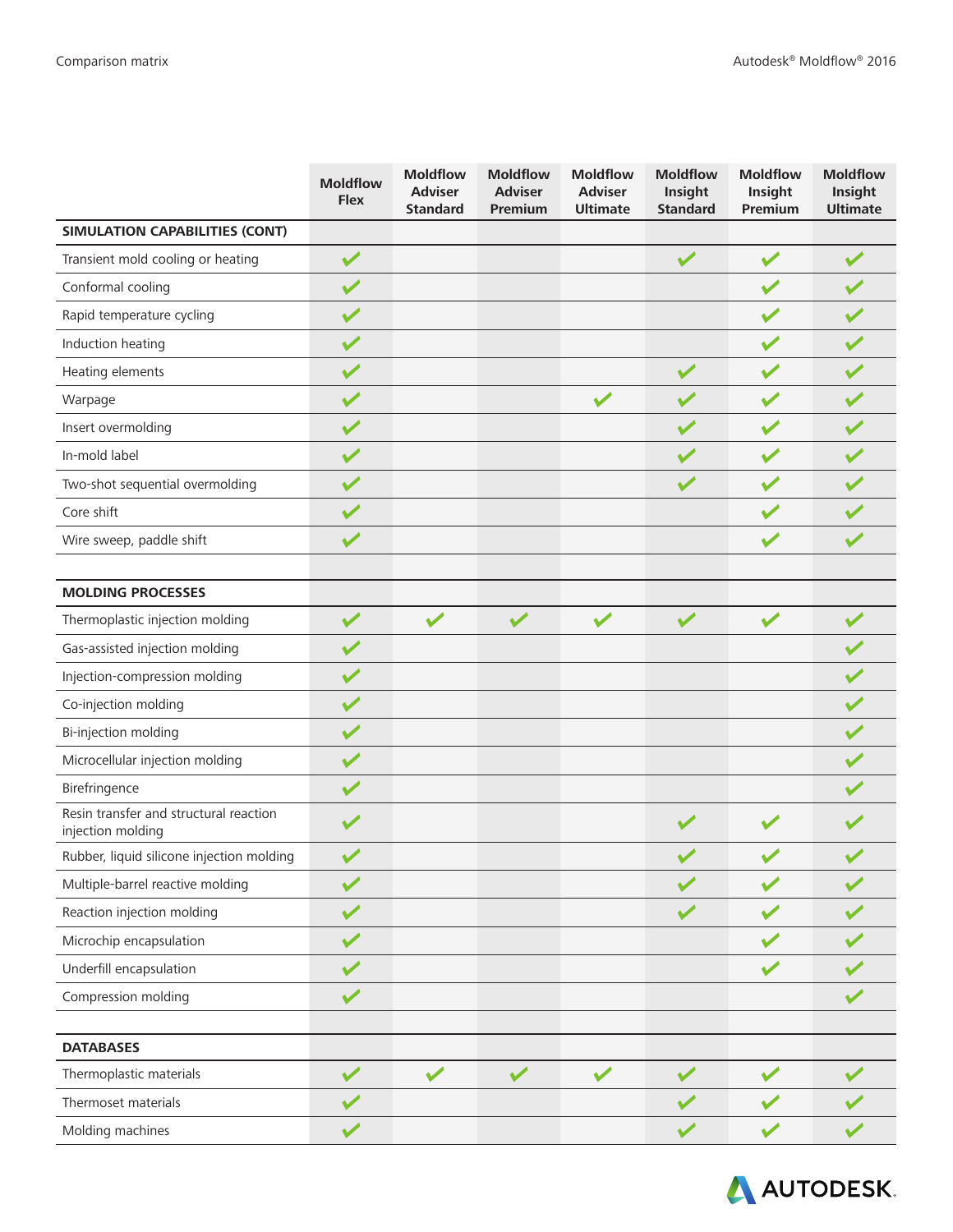| | Moldflow Flex | Moldflow Adviser Standard | Moldflow Adviser Premium | Moldflow Adviser Ultimate | Moldflow Insight Standard | Moldflow Insight Premium | Moldflow Insight Ultimate |
|---|---|---|---|---|---|---|---|
| **SIMULATION CAPABILITIES (CONT)** | | | | | | | |
| Transient mold cooling or heating | ✔ | | | | ✔ | ✔ | ✔ |
| Conformal cooling | ✔ | | | | | ✔ | ✔ |
| Rapid temperature cycling | ✔ | | | | | ✔ | ✔ |
| Induction heating | ✔ | | | | | ✔ | ✔ |
| Heating elements | ✔ | | | | ✔ | ✔ | ✔ |
| Warpage | ✔ | | | ✔ | ✔ | ✔ | ✔ |
| Insert overmolding | ✔ | | | | ✔ | ✔ | ✔ |
| In-mold label | ✔ | | | | ✔ | ✔ | ✔ |
| Two-shot sequential overmolding | ✔ | | | | ✔ | ✔ | ✔ |
| Core shift | ✔ | | | | | ✔ | ✔ |
| Wire sweep, paddle shift | ✔ | | | | | ✔ | ✔ |
| | | | | | | | |
| **MOLDING PROCESSES** | | | | | | | |
| Thermoplastic injection molding | ✔ | ✔ | ✔ | ✔ | ✔ | ✔ | ✔ |
| Gas-assisted injection molding | ✔ | | | | | | ✔ |
| Injection-compression molding | ✔ | | | | | | ✔ |
| Co-injection molding | ✔ | | | | | | ✔ |
| Bi-injection molding | ✔ | | | | | | ✔ |
| Microcellular injection molding | ✔ | | | | | | ✔ |
| Birefringence | ✔ | | | | | | ✔ |
| Resin transfer and structural reaction injection molding | ✔ | | | | ✔ | ✔ | ✔ |
| Rubber, liquid silicone injection molding | ✔ | | | | ✔ | ✔ | ✔ |
| Multiple-barrel reactive molding | ✔ | | | | ✔ | ✔ | ✔ |
| Reaction injection molding | ✔ | | | | ✔ | ✔ | ✔ |
| Microchip encapsulation | ✔ | | | | | ✔ | ✔ |
| Underfill encapsulation | ✔ | | | | | ✔ | ✔ |
| Compression molding | ✔ | | | | | | ✔ |
| | | | | | | | |
| **DATABASES** | | | | | | | |
| Thermoplastic materials | ✔ | ✔ | ✔ | ✔ | ✔ | ✔ | ✔ |
| Thermoset materials | ✔ | | | | ✔ | ✔ | ✔ |
| Molding machines | ✔ | | | | ✔ | ✔ | ✔ |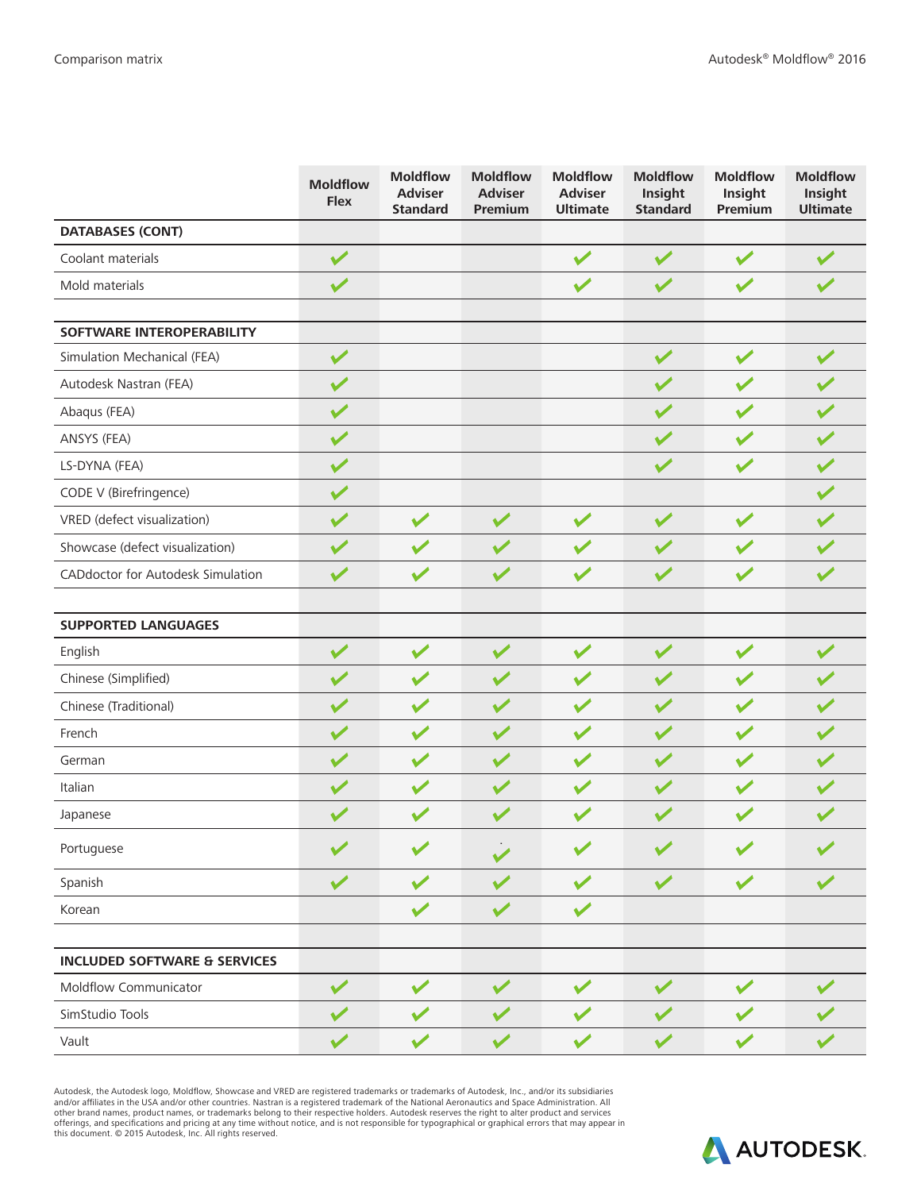| | Moldflow Flex | Moldflow Adviser Standard | Moldflow Adviser Premium | Moldflow Adviser Ultimate | Moldflow Insight Standard | Moldflow Insight Premium | Moldflow Insight Ultimate |
|---|---|---|---|---|---|---|---|
| **DATABASES (CONT)** | | | | | | | |
| Coolant materials | ✔ | | | ✔ | ✔ | ✔ | ✔ |
| Mold materials | ✔ | | | ✔ | ✔ | ✔ | ✔ |
| | | | | | | | |
| **SOFTWARE INTEROPERABILITY** | | | | | | | |
| Simulation Mechanical (FEA) | ✔ | | | | ✔ | ✔ | ✔ |
| Autodesk Nastran (FEA) | ✔ | | | | ✔ | ✔ | ✔ |
| Abaqus (FEA) | ✔ | | | | ✔ | ✔ | ✔ |
| ANSYS (FEA) | ✔ | | | | ✔ | ✔ | ✔ |
| LS-DYNA (FEA) | ✔ | | | | ✔ | ✔ | ✔ |
| CODE V (Birefringence) | ✔ | | | | | | ✔ |
| VRED (defect visualization) | ✔ | ✔ | ✔ | ✔ | ✔ | ✔ | ✔ |
| Showcase (defect visualization) | ✔ | ✔ | ✔ | ✔ | ✔ | ✔ | ✔ |
| CADdoctor for Autodesk Simulation | ✔ | ✔ | ✔ | ✔ | ✔ | ✔ | ✔ |
| | | | | | | | |
| **SUPPORTED LANGUAGES** | | | | | | | |
| English | ✔ | ✔ | ✔ | ✔ | ✔ | ✔ | ✔ |
| Chinese (Simplified) | ✔ | ✔ | ✔ | ✔ | ✔ | ✔ | ✔ |
| Chinese (Traditional) | ✔ | ✔ | ✔ | ✔ | ✔ | ✔ | ✔ |
| French | ✔ | ✔ | ✔ | ✔ | ✔ | ✔ | ✔ |
| German | ✔ | ✔ | ✔ | ✔ | ✔ | ✔ | ✔ |
| Italian | ✔ | ✔ | ✔ | ✔ | ✔ | ✔ | ✔ |
| Japanese | ✔ | ✔ | ✔ | ✔ | ✔ | ✔ | ✔ |
| Portuguese | ✔ | ✔ | ✔ | ✔ | ✔ | ✔ | ✔ |
| Spanish | ✔ | ✔ | ✔ | ✔ | ✔ | ✔ | ✔ |
| Korean | | ✔ | ✔ | ✔ | | | |
| | | | | | | | |
| **INCLUDED SOFTWARE & SERVICES** | | | | | | | |
| Moldflow Communicator | ✔ | ✔ | ✔ | ✔ | ✔ | ✔ | ✔ |
| SimStudio Tools | ✔ | ✔ | ✔ | ✔ | ✔ | ✔ | ✔ |
| Vault | ✔ | ✔ | ✔ | ✔ | ✔ | ✔ | ✔ |

Autodesk, the Autodesk logo, Moldflow, Showcase and VRED are registered trademarks or trademarks of Autodesk, Inc., and/or its subsidiaries and/or affiliates in the USA and/or other countries. Nastran is a registered trademark of the National Aeronautics and Space Administration. All other brand names, product names, or trademarks belong to their respective holders. Autodesk reserves the right to alter product and services offerings, and specifications and pricing at any time without notice, and is not responsible for typographical or graphical errors that may appear in this document. © 2015 Autodesk, Inc. All rights reserved.

AUTODESK.